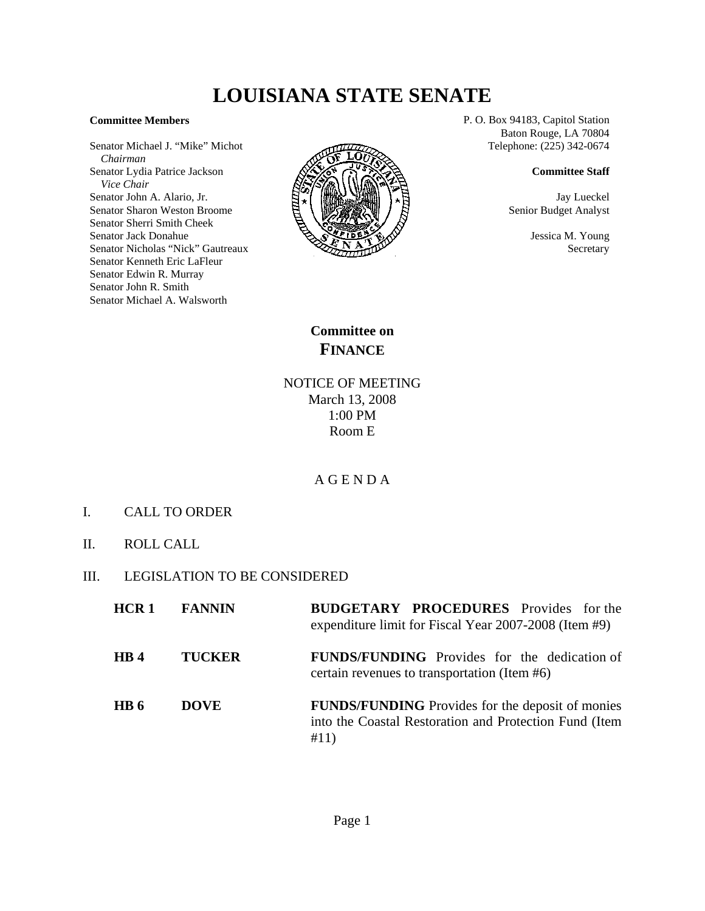# LOUISIANA STATE SENATE

**Committee Members**

Senator Michael J. "Mike" Michot
*Chairman*
Senator Lydia Patrice Jackson
*Vice Chair*
Senator John A. Alario, Jr.
Senator Sharon Weston Broome
Senator Sherri Smith Cheek
Senator Jack Donahue
Senator Nicholas "Nick" Gautreaux
Senator Kenneth Eric LaFleur
Senator Edwin R. Murray
Senator John R. Smith
Senator Michael A. Walsworth

P. O. Box 94183, Capitol Station
Baton Rouge, LA 70804
Telephone: (225) 342-0674

**Committee Staff**

Jay Lueckel
Senior Budget Analyst

Jessica M. Young
Secretary

## Committee on FINANCE

NOTICE OF MEETING
March 13, 2008
1:00 PM
Room E

A G E N D A

I. CALL TO ORDER

II. ROLL CALL

III. LEGISLATION TO BE CONSIDERED

| | | |
|---|---|---|
| **HCR 1** | **FANNIN** | **BUDGETARY PROCEDURES** Provides for the expenditure limit for Fiscal Year 2007-2008 (Item #9) |
| **HB 4** | **TUCKER** | **FUNDS/FUNDING** Provides for the dedication of certain revenues to transportation (Item #6) |
| **HB 6** | **DOVE** | **FUNDS/FUNDING** Provides for the deposit of monies into the Coastal Restoration and Protection Fund (Item #11) |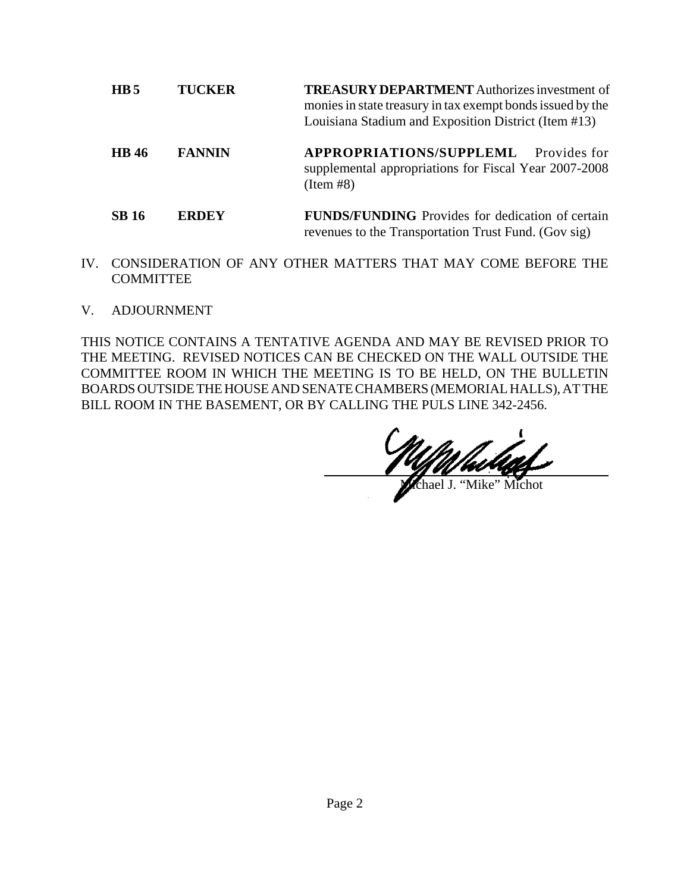| | | |
|---|---|---|
| **HB 5** | **TUCKER** | **TREASURY DEPARTMENT** Authorizes investment of monies in state treasury in tax exempt bonds issued by the Louisiana Stadium and Exposition District (Item #13) |
| **HB 46** | **FANNIN** | **APPROPRIATIONS/SUPPLEML** Provides for supplemental appropriations for Fiscal Year 2007-2008 (Item #8) |
| **SB 16** | **ERDEY** | **FUNDS/FUNDING** Provides for dedication of certain revenues to the Transportation Trust Fund. (Gov sig) |

IV. CONSIDERATION OF ANY OTHER MATTERS THAT MAY COME BEFORE THE COMMITTEE

V. ADJOURNMENT

THIS NOTICE CONTAINS A TENTATIVE AGENDA AND MAY BE REVISED PRIOR TO THE MEETING. REVISED NOTICES CAN BE CHECKED ON THE WALL OUTSIDE THE COMMITTEE ROOM IN WHICH THE MEETING IS TO BE HELD, ON THE BULLETIN BOARDS OUTSIDE THE HOUSE AND SENATE CHAMBERS (MEMORIAL HALLS), AT THE BILL ROOM IN THE BASEMENT, OR BY CALLING THE PULS LINE 342-2456.

Michael J. "Mike" Michot